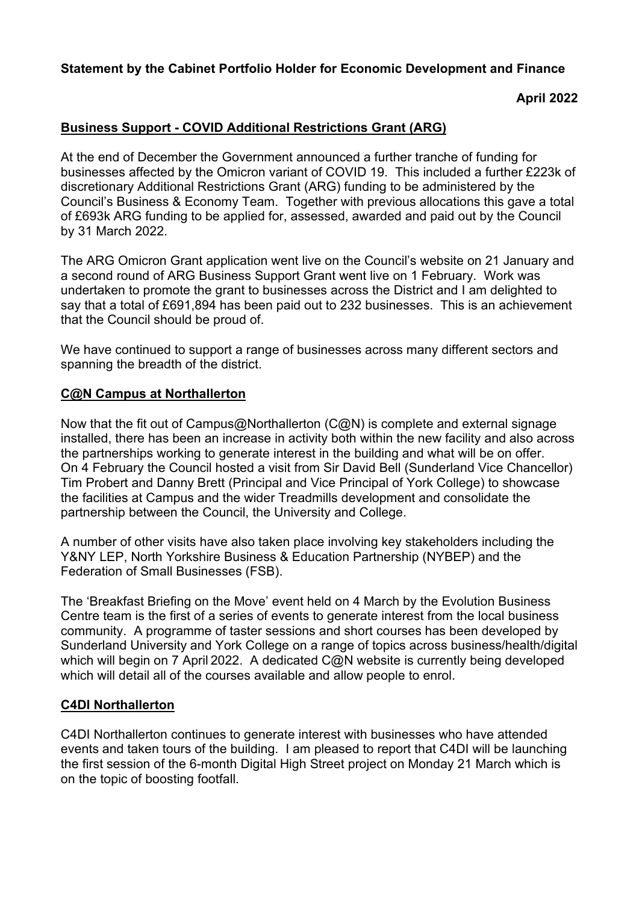**Statement by the Cabinet Portfolio Holder for Economic Development and Finance**

**April 2022**

## Business Support - COVID Additional Restrictions Grant (ARG)

At the end of December the Government announced a further tranche of funding for businesses affected by the Omicron variant of COVID 19. This included a further £223k of discretionary Additional Restrictions Grant (ARG) funding to be administered by the Council's Business & Economy Team. Together with previous allocations this gave a total of £693k ARG funding to be applied for, assessed, awarded and paid out by the Council by 31 March 2022.

The ARG Omicron Grant application went live on the Council's website on 21 January and a second round of ARG Business Support Grant went live on 1 February. Work was undertaken to promote the grant to businesses across the District and I am delighted to say that a total of £691,894 has been paid out to 232 businesses. This is an achievement that the Council should be proud of.

We have continued to support a range of businesses across many different sectors and spanning the breadth of the district.

## C@N Campus at Northallerton

Now that the fit out of Campus@Northallerton (C@N) is complete and external signage installed, there has been an increase in activity both within the new facility and also across the partnerships working to generate interest in the building and what will be on offer. On 4 February the Council hosted a visit from Sir David Bell (Sunderland Vice Chancellor) Tim Probert and Danny Brett (Principal and Vice Principal of York College) to showcase the facilities at Campus and the wider Treadmills development and consolidate the partnership between the Council, the University and College.

A number of other visits have also taken place involving key stakeholders including the Y&NY LEP, North Yorkshire Business & Education Partnership (NYBEP) and the Federation of Small Businesses (FSB).

The 'Breakfast Briefing on the Move' event held on 4 March by the Evolution Business Centre team is the first of a series of events to generate interest from the local business community. A programme of taster sessions and short courses has been developed by Sunderland University and York College on a range of topics across business/health/digital which will begin on 7 April 2022. A dedicated C@N website is currently being developed which will detail all of the courses available and allow people to enrol.

## C4DI Northallerton

C4DI Northallerton continues to generate interest with businesses who have attended events and taken tours of the building. I am pleased to report that C4DI will be launching the first session of the 6-month Digital High Street project on Monday 21 March which is on the topic of boosting footfall.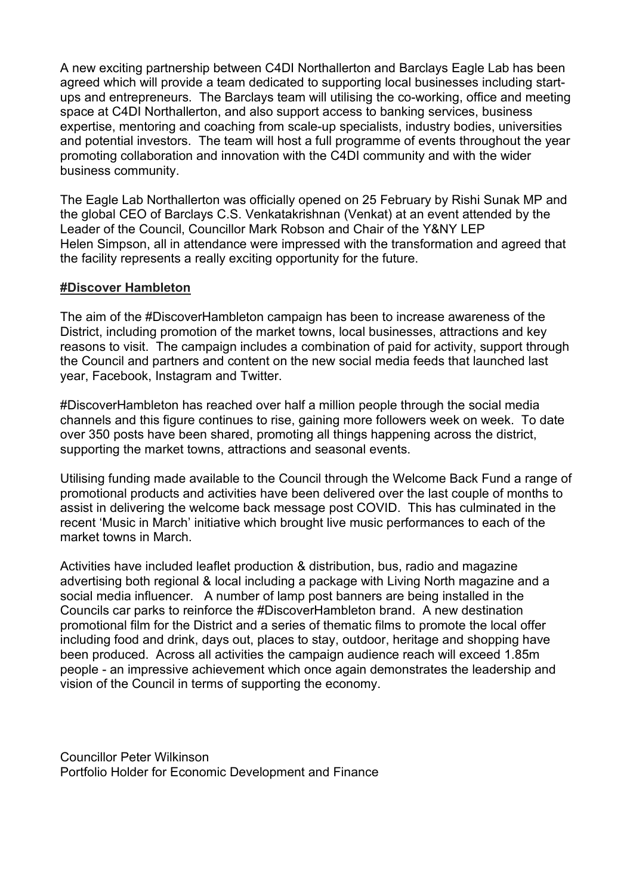A new exciting partnership between C4DI Northallerton and Barclays Eagle Lab has been agreed which will provide a team dedicated to supporting local businesses including start-ups and entrepreneurs. The Barclays team will utilising the co-working, office and meeting space at C4DI Northallerton, and also support access to banking services, business expertise, mentoring and coaching from scale-up specialists, industry bodies, universities and potential investors. The team will host a full programme of events throughout the year promoting collaboration and innovation with the C4DI community and with the wider business community.

The Eagle Lab Northallerton was officially opened on 25 February by Rishi Sunak MP and the global CEO of Barclays C.S. Venkatakrishnan (Venkat) at an event attended by the Leader of the Council, Councillor Mark Robson and Chair of the Y&NY LEP Helen Simpson, all in attendance were impressed with the transformation and agreed that the facility represents a really exciting opportunity for the future.

**#Discover Hambleton**

The aim of the #DiscoverHambleton campaign has been to increase awareness of the District, including promotion of the market towns, local businesses, attractions and key reasons to visit. The campaign includes a combination of paid for activity, support through the Council and partners and content on the new social media feeds that launched last year, Facebook, Instagram and Twitter.

#DiscoverHambleton has reached over half a million people through the social media channels and this figure continues to rise, gaining more followers week on week. To date over 350 posts have been shared, promoting all things happening across the district, supporting the market towns, attractions and seasonal events.

Utilising funding made available to the Council through the Welcome Back Fund a range of promotional products and activities have been delivered over the last couple of months to assist in delivering the welcome back message post COVID. This has culminated in the recent 'Music in March' initiative which brought live music performances to each of the market towns in March.

Activities have included leaflet production & distribution, bus, radio and magazine advertising both regional & local including a package with Living North magazine and a social media influencer. A number of lamp post banners are being installed in the Councils car parks to reinforce the #DiscoverHambleton brand. A new destination promotional film for the District and a series of thematic films to promote the local offer including food and drink, days out, places to stay, outdoor, heritage and shopping have been produced. Across all activities the campaign audience reach will exceed 1.85m people - an impressive achievement which once again demonstrates the leadership and vision of the Council in terms of supporting the economy.

Councillor Peter Wilkinson
Portfolio Holder for Economic Development and Finance